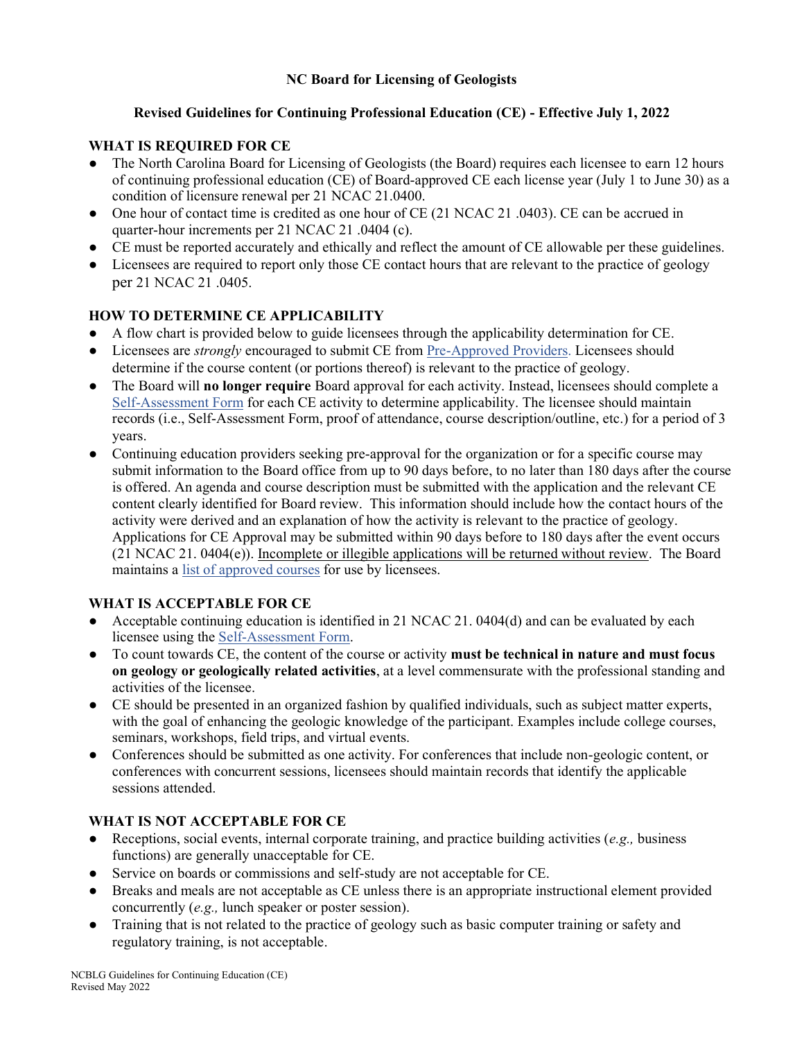# NC Board for Licensing of Geologists

## Revised Guidelines for Continuing Professional Education (CE) - Effective July 1, 2022

### WHAT IS REQUIRED FOR CE

- The North Carolina Board for Licensing of Geologists (the Board) requires each licensee to earn 12 hours of continuing professional education (CE) of Board-approved CE each license year (July 1 to June 30) as a condition of licensure renewal per 21 NCAC 21.0400.
- One hour of contact time is credited as one hour of CE (21 NCAC 21 .0403). CE can be accrued in quarter-hour increments per 21 NCAC 21 .0404 (c).
- CE must be reported accurately and ethically and reflect the amount of CE allowable per these guidelines.
- Licensees are required to report only those CE contact hours that are relevant to the practice of geology per 21 NCAC 21 .0405.

### HOW TO DETERMINE CE APPLICABILITY

- A flow chart is provided below to guide licensees through the applicability determination for CE.
- Licensees are *strongly* encouraged to submit CE from Pre-Approved Providers. Licensees should determine if the course content (or portions thereof) is relevant to the practice of geology.
- The Board will **no longer require** Board approval for each activity. Instead, licensees should complete a Self-Assessment Form for each CE activity to determine applicability. The licensee should maintain records (i.e., Self-Assessment Form, proof of attendance, course description/outline, etc.) for a period of 3 years.
- Continuing education providers seeking pre-approval for the organization or for a specific course may submit information to the Board office from up to 90 days before, to no later than 180 days after the course is offered. An agenda and course description must be submitted with the application and the relevant CE content clearly identified for Board review. This information should include how the contact hours of the activity were derived and an explanation of how the activity is relevant to the practice of geology. Applications for CE Approval may be submitted within 90 days before to 180 days after the event occurs (21 NCAC 21. 0404(e)). Incomplete or illegible applications will be returned without review. The Board maintains a list of approved courses for use by licensees.

### WHAT IS ACCEPTABLE FOR CE

- Acceptable continuing education is identified in 21 NCAC 21. 0404(d) and can be evaluated by each licensee using the Self-Assessment Form.
- To count towards CE, the content of the course or activity **must be technical in nature and must focus on geology or geologically related activities**, at a level commensurate with the professional standing and activities of the licensee.
- CE should be presented in an organized fashion by qualified individuals, such as subject matter experts, with the goal of enhancing the geologic knowledge of the participant. Examples include college courses, seminars, workshops, field trips, and virtual events.
- Conferences should be submitted as one activity. For conferences that include non-geologic content, or conferences with concurrent sessions, licensees should maintain records that identify the applicable sessions attended.

### WHAT IS NOT ACCEPTABLE FOR CE

- Receptions, social events, internal corporate training, and practice building activities (*e.g.,* business functions) are generally unacceptable for CE.
- Service on boards or commissions and self-study are not acceptable for CE.
- Breaks and meals are not acceptable as CE unless there is an appropriate instructional element provided concurrently (*e.g.,* lunch speaker or poster session).
- Training that is not related to the practice of geology such as basic computer training or safety and regulatory training, is not acceptable.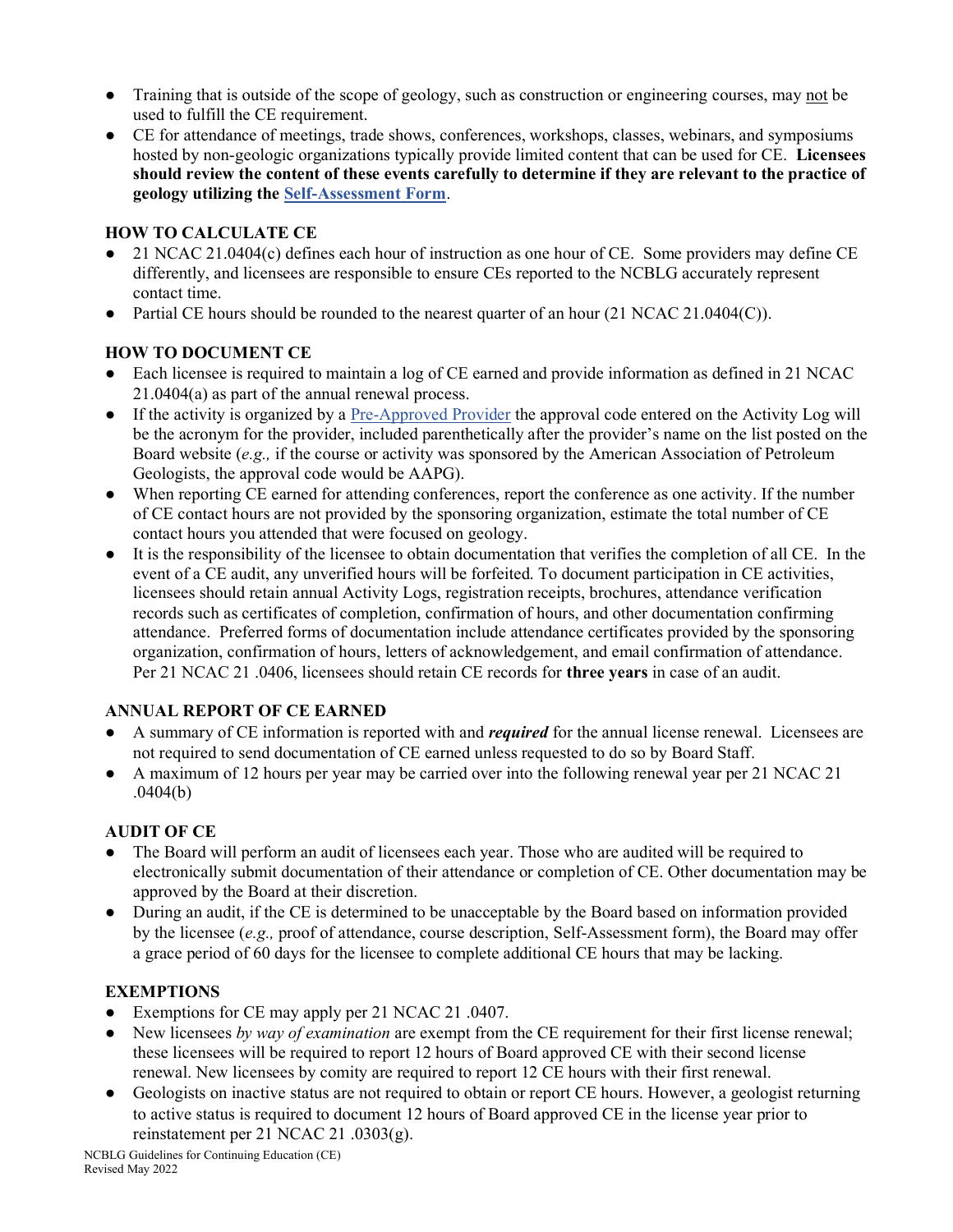- Training that is outside of the scope of geology, such as construction or engineering courses, may not be used to fulfill the CE requirement.
- CE for attendance of meetings, trade shows, conferences, workshops, classes, webinars, and symposiums hosted by non-geologic organizations typically provide limited content that can be used for CE. **Licensees should review the content of these events carefully to determine if they are relevant to the practice of geology utilizing the Self-Assessment Form**.

## HOW TO CALCULATE CE

- 21 NCAC 21.0404(c) defines each hour of instruction as one hour of CE. Some providers may define CE differently, and licensees are responsible to ensure CEs reported to the NCBLG accurately represent contact time.
- Partial CE hours should be rounded to the nearest quarter of an hour (21 NCAC 21.0404(C)).

## HOW TO DOCUMENT CE

- Each licensee is required to maintain a log of CE earned and provide information as defined in 21 NCAC 21.0404(a) as part of the annual renewal process.
- If the activity is organized by a Pre-Approved Provider the approval code entered on the Activity Log will be the acronym for the provider, included parenthetically after the provider's name on the list posted on the Board website (*e.g.,* if the course or activity was sponsored by the American Association of Petroleum Geologists, the approval code would be AAPG).
- When reporting CE earned for attending conferences, report the conference as one activity. If the number of CE contact hours are not provided by the sponsoring organization, estimate the total number of CE contact hours you attended that were focused on geology.
- It is the responsibility of the licensee to obtain documentation that verifies the completion of all CE. In the event of a CE audit, any unverified hours will be forfeited. To document participation in CE activities, licensees should retain annual Activity Logs, registration receipts, brochures, attendance verification records such as certificates of completion, confirmation of hours, and other documentation confirming attendance. Preferred forms of documentation include attendance certificates provided by the sponsoring organization, confirmation of hours, letters of acknowledgement, and email confirmation of attendance. Per 21 NCAC 21 .0406, licensees should retain CE records for **three years** in case of an audit.

## ANNUAL REPORT OF CE EARNED

- A summary of CE information is reported with and ***required*** for the annual license renewal. Licensees are not required to send documentation of CE earned unless requested to do so by Board Staff.
- A maximum of 12 hours per year may be carried over into the following renewal year per 21 NCAC 21 .0404(b)

## AUDIT OF CE

- The Board will perform an audit of licensees each year. Those who are audited will be required to electronically submit documentation of their attendance or completion of CE. Other documentation may be approved by the Board at their discretion.
- During an audit, if the CE is determined to be unacceptable by the Board based on information provided by the licensee (*e.g.,* proof of attendance, course description, Self-Assessment form), the Board may offer a grace period of 60 days for the licensee to complete additional CE hours that may be lacking.

## EXEMPTIONS

- Exemptions for CE may apply per 21 NCAC 21 .0407.
- New licensees *by way of examination* are exempt from the CE requirement for their first license renewal; these licensees will be required to report 12 hours of Board approved CE with their second license renewal. New licensees by comity are required to report 12 CE hours with their first renewal.
- Geologists on inactive status are not required to obtain or report CE hours. However, a geologist returning to active status is required to document 12 hours of Board approved CE in the license year prior to reinstatement per 21 NCAC 21 .0303(g).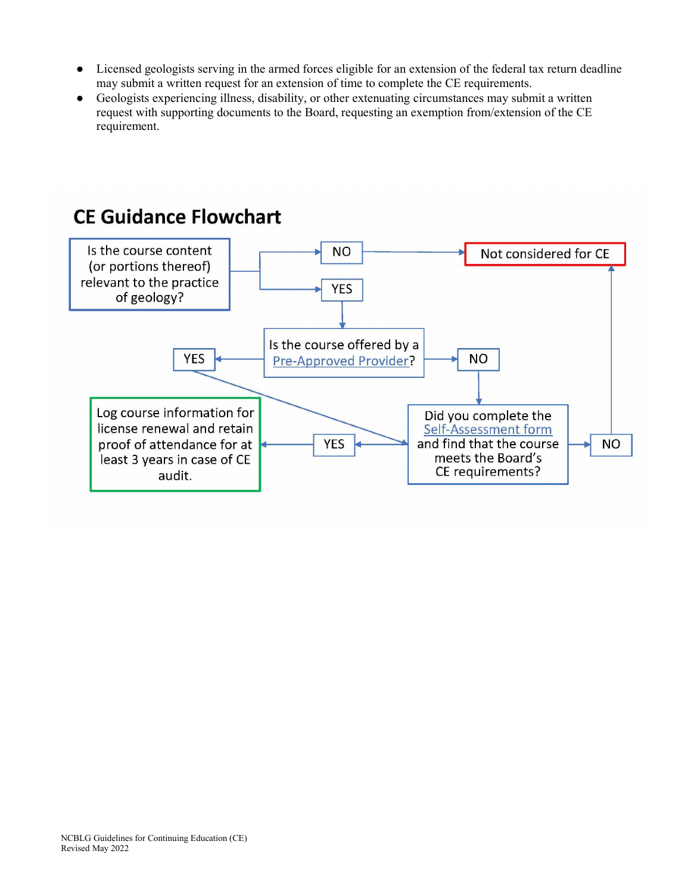- Licensed geologists serving in the armed forces eligible for an extension of the federal tax return deadline may submit a written request for an extension of time to complete the CE requirements.
- Geologists experiencing illness, disability, or other extenuating circumstances may submit a written request with supporting documents to the Board, requesting an exemption from/extension of the CE requirement.

## CE Guidance Flowchart

Is the course content (or portions thereof) relevant to the practice of geology?

NO

Not considered for CE

YES

Is the course offered by a Pre-Approved Provider?

YES

NO

Log course information for license renewal and retain proof of attendance for at least 3 years in case of CE audit.

YES

Did you complete the Self-Assessment form and find that the course meets the Board's CE requirements?

NO